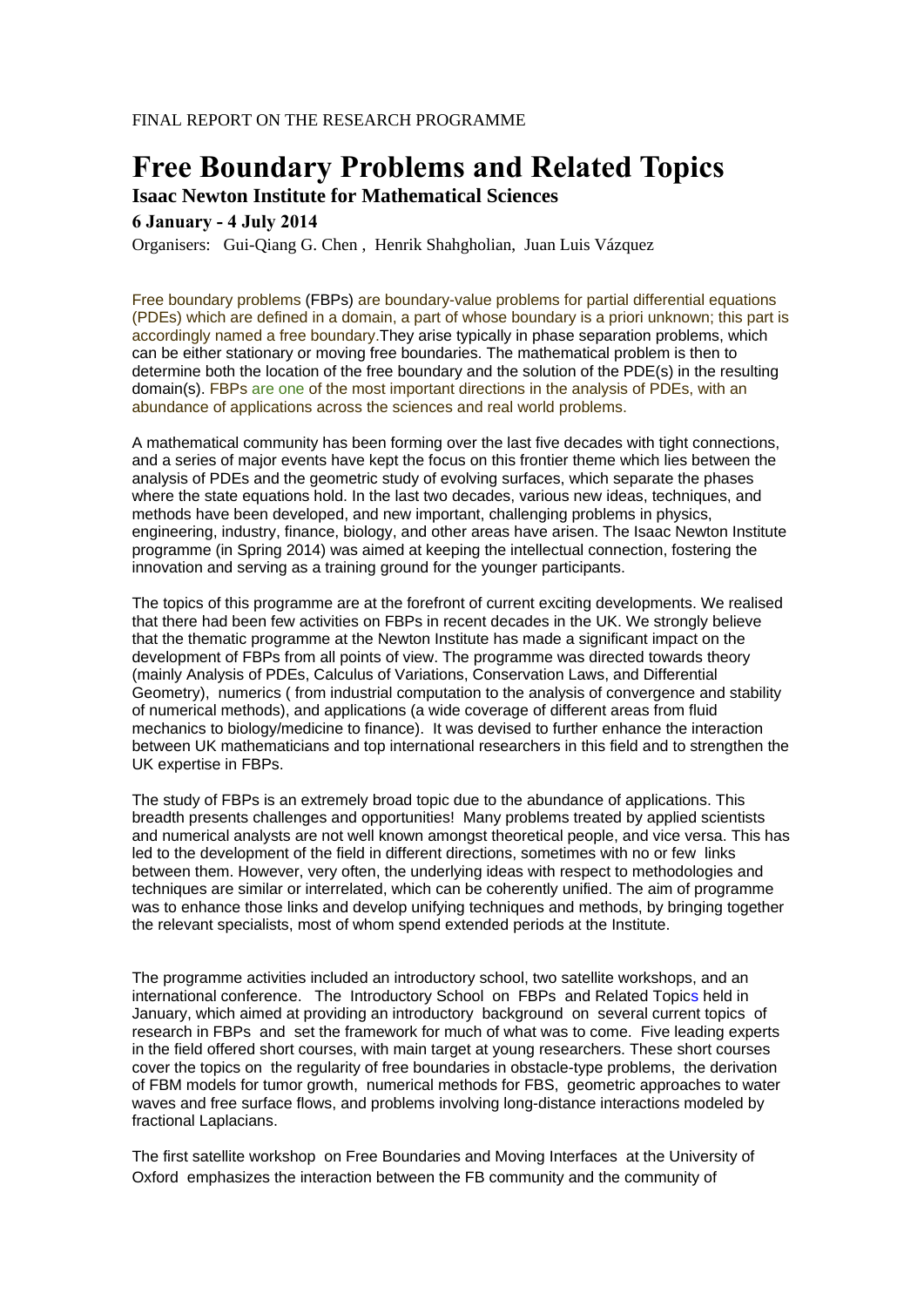FINAL REPORT ON THE RESEARCH PROGRAMME

# Free Boundary Problems and Related Topics

### Isaac Newton Institute for Mathematical Sciences

**6 January - 4 July 2014**

Organisers: Gui-Qiang G. Chen , Henrik Shahgholian, Juan Luis Vázquez

Free boundary problems (FBPs) are boundary-value problems for partial differential equations (PDEs) which are defined in a domain, a part of whose boundary is a priori unknown; this part is accordingly named a free boundary.They arise typically in phase separation problems, which can be either stationary or moving free boundaries. The mathematical problem is then to determine both the location of the free boundary and the solution of the PDE(s) in the resulting domain(s). FBPs are one of the most important directions in the analysis of PDEs, with an abundance of applications across the sciences and real world problems.

A mathematical community has been forming over the last five decades with tight connections, and a series of major events have kept the focus on this frontier theme which lies between the analysis of PDEs and the geometric study of evolving surfaces, which separate the phases where the state equations hold. In the last two decades, various new ideas, techniques, and methods have been developed, and new important, challenging problems in physics, engineering, industry, finance, biology, and other areas have arisen. The Isaac Newton Institute programme (in Spring 2014) was aimed at keeping the intellectual connection, fostering the innovation and serving as a training ground for the younger participants.

The topics of this programme are at the forefront of current exciting developments. We realised that there had been few activities on FBPs in recent decades in the UK. We strongly believe that the thematic programme at the Newton Institute has made a significant impact on the development of FBPs from all points of view. The programme was directed towards theory (mainly Analysis of PDEs, Calculus of Variations, Conservation Laws, and Differential Geometry), numerics ( from industrial computation to the analysis of convergence and stability of numerical methods), and applications (a wide coverage of different areas from fluid mechanics to biology/medicine to finance). It was devised to further enhance the interaction between UK mathematicians and top international researchers in this field and to strengthen the UK expertise in FBPs.

The study of FBPs is an extremely broad topic due to the abundance of applications. This breadth presents challenges and opportunities! Many problems treated by applied scientists and numerical analysts are not well known amongst theoretical people, and vice versa. This has led to the development of the field in different directions, sometimes with no or few links between them. However, very often, the underlying ideas with respect to methodologies and techniques are similar or interrelated, which can be coherently unified. The aim of programme was to enhance those links and develop unifying techniques and methods, by bringing together the relevant specialists, most of whom spend extended periods at the Institute.

The programme activities included an introductory school, two satellite workshops, and an international conference. The Introductory School on FBPs and Related Topics held in January, which aimed at providing an introductory background on several current topics of research in FBPs and set the framework for much of what was to come. Five leading experts in the field offered short courses, with main target at young researchers. These short courses cover the topics on the regularity of free boundaries in obstacle-type problems, the derivation of FBM models for tumor growth, numerical methods for FBS, geometric approaches to water waves and free surface flows, and problems involving long-distance interactions modeled by fractional Laplacians.

The first satellite workshop on Free Boundaries and Moving Interfaces at the University of Oxford emphasizes the interaction between the FB community and the community of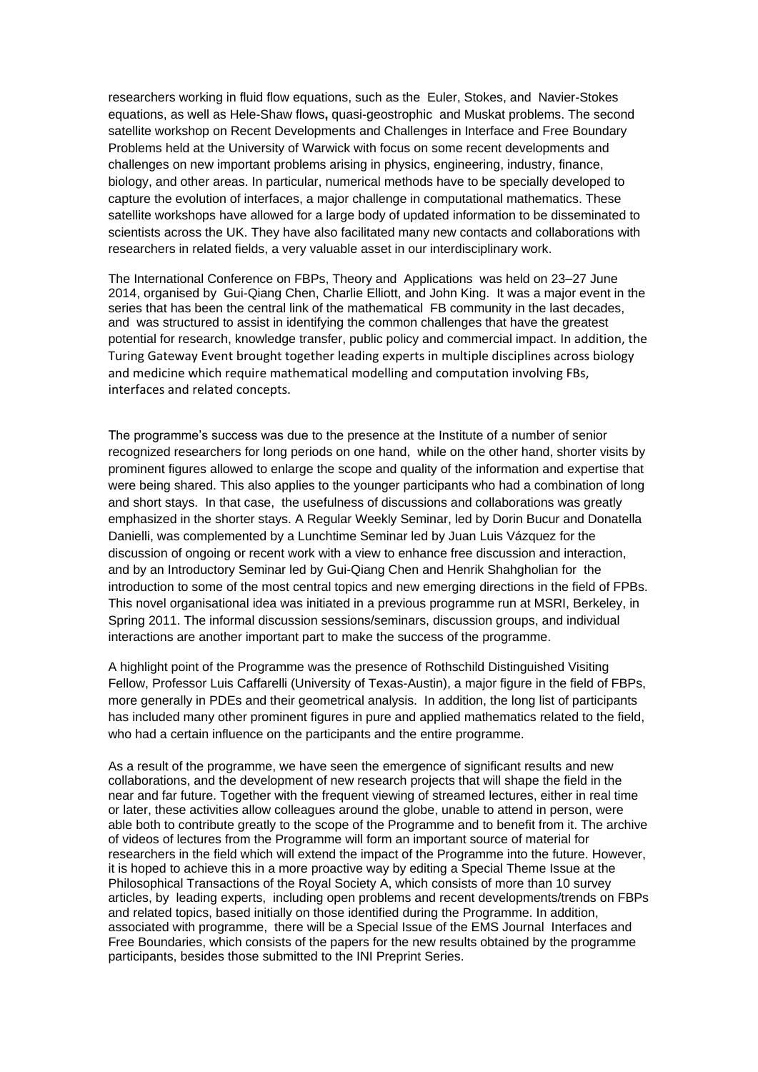researchers working in fluid flow equations, such as the Euler, Stokes, and Navier-Stokes equations, as well as Hele-Shaw flows, quasi-geostrophic and Muskat problems. The second satellite workshop on Recent Developments and Challenges in Interface and Free Boundary Problems held at the University of Warwick with focus on some recent developments and challenges on new important problems arising in physics, engineering, industry, finance, biology, and other areas. In particular, numerical methods have to be specially developed to capture the evolution of interfaces, a major challenge in computational mathematics. These satellite workshops have allowed for a large body of updated information to be disseminated to scientists across the UK. They have also facilitated many new contacts and collaborations with researchers in related fields, a very valuable asset in our interdisciplinary work.

The International Conference on FBPs, Theory and Applications was held on 23–27 June 2014, organised by Gui-Qiang Chen, Charlie Elliott, and John King. It was a major event in the series that has been the central link of the mathematical FB community in the last decades, and was structured to assist in identifying the common challenges that have the greatest potential for research, knowledge transfer, public policy and commercial impact. In addition, the Turing Gateway Event brought together leading experts in multiple disciplines across biology and medicine which require mathematical modelling and computation involving FBs, interfaces and related concepts.

The programme's success was due to the presence at the Institute of a number of senior recognized researchers for long periods on one hand, while on the other hand, shorter visits by prominent figures allowed to enlarge the scope and quality of the information and expertise that were being shared. This also applies to the younger participants who had a combination of long and short stays. In that case, the usefulness of discussions and collaborations was greatly emphasized in the shorter stays. A Regular Weekly Seminar, led by Dorin Bucur and Donatella Danielli, was complemented by a Lunchtime Seminar led by Juan Luis Vázquez for the discussion of ongoing or recent work with a view to enhance free discussion and interaction, and by an Introductory Seminar led by Gui-Qiang Chen and Henrik Shahgholian for the introduction to some of the most central topics and new emerging directions in the field of FPBs. This novel organisational idea was initiated in a previous programme run at MSRI, Berkeley, in Spring 2011. The informal discussion sessions/seminars, discussion groups, and individual interactions are another important part to make the success of the programme.

A highlight point of the Programme was the presence of Rothschild Distinguished Visiting Fellow, Professor Luis Caffarelli (University of Texas-Austin), a major figure in the field of FBPs, more generally in PDEs and their geometrical analysis. In addition, the long list of participants has included many other prominent figures in pure and applied mathematics related to the field, who had a certain influence on the participants and the entire programme.

As a result of the programme, we have seen the emergence of significant results and new collaborations, and the development of new research projects that will shape the field in the near and far future. Together with the frequent viewing of streamed lectures, either in real time or later, these activities allow colleagues around the globe, unable to attend in person, were able both to contribute greatly to the scope of the Programme and to benefit from it. The archive of videos of lectures from the Programme will form an important source of material for researchers in the field which will extend the impact of the Programme into the future. However, it is hoped to achieve this in a more proactive way by editing a Special Theme Issue at the Philosophical Transactions of the Royal Society A, which consists of more than 10 survey articles, by leading experts, including open problems and recent developments/trends on FBPs and related topics, based initially on those identified during the Programme. In addition, associated with programme, there will be a Special Issue of the EMS Journal Interfaces and Free Boundaries, which consists of the papers for the new results obtained by the programme participants, besides those submitted to the INI Preprint Series.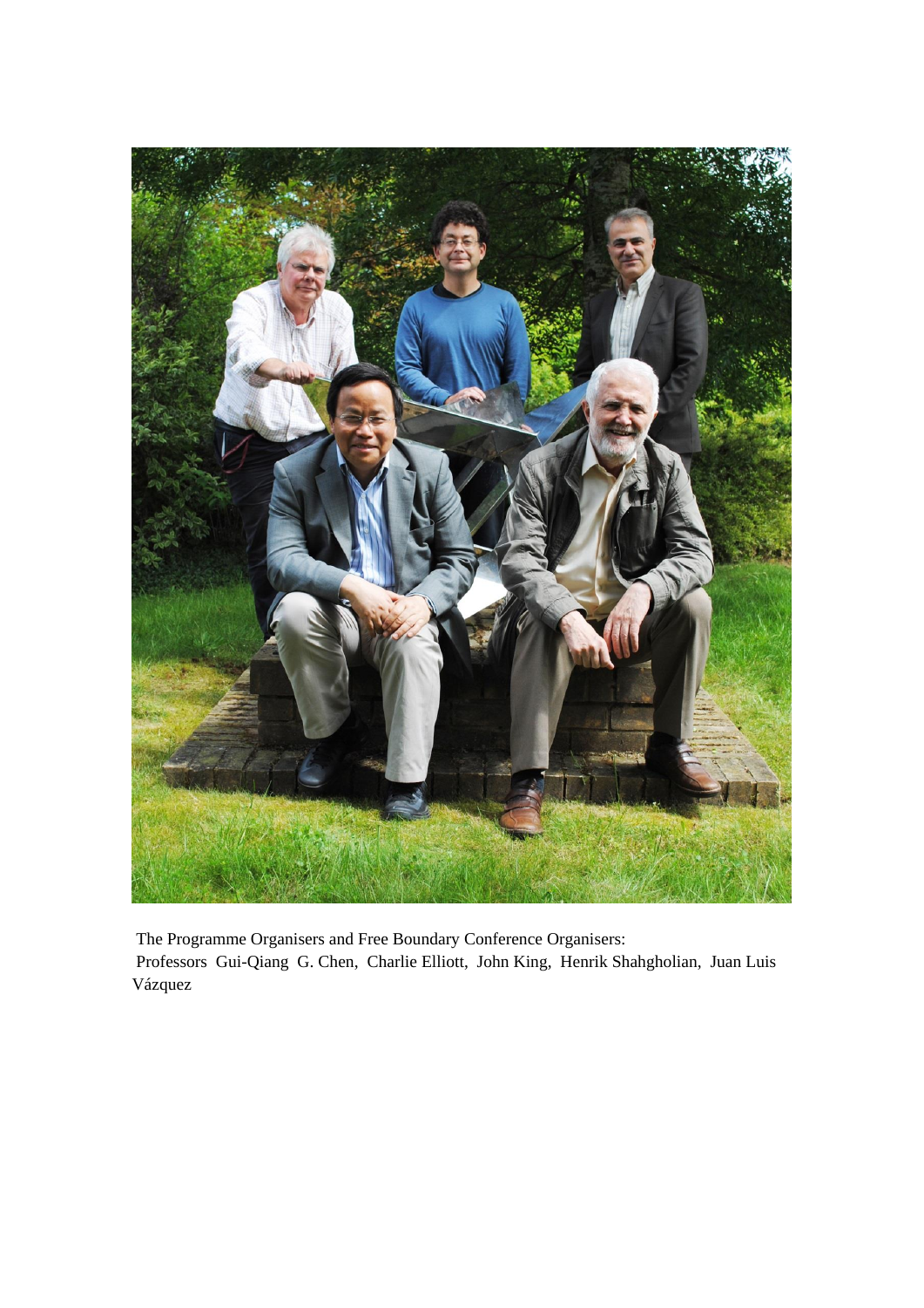The Programme Organisers and Free Boundary Conference Organisers:
Professors Gui-Qiang G. Chen, Charlie Elliott, John King, Henrik Shahgholian, Juan Luis Vázquez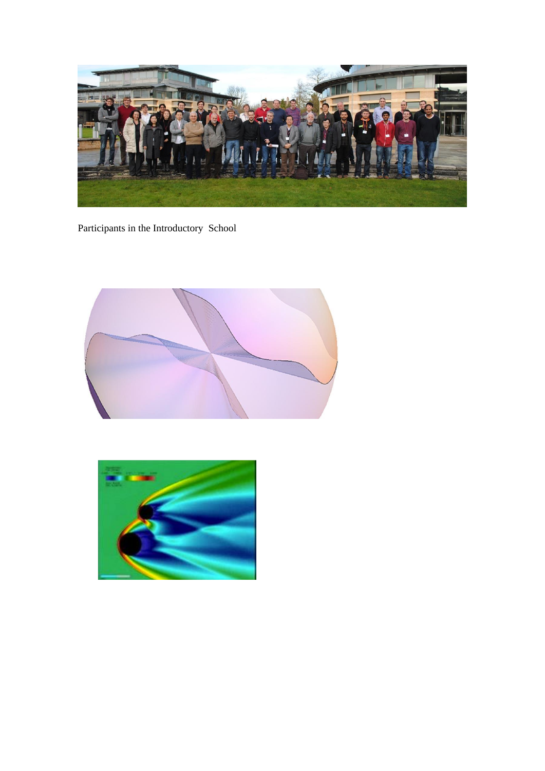Participants in the Introductory  School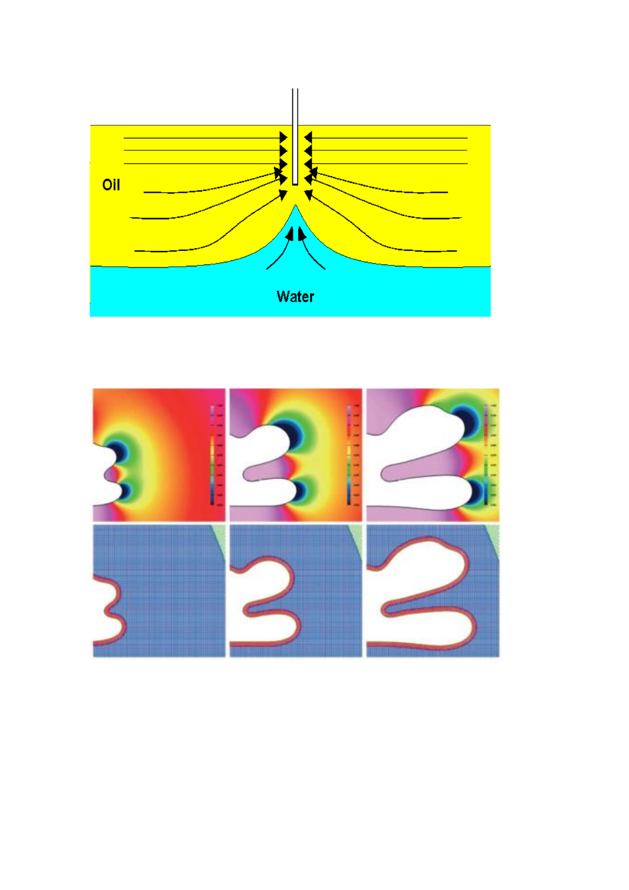Oil

Water